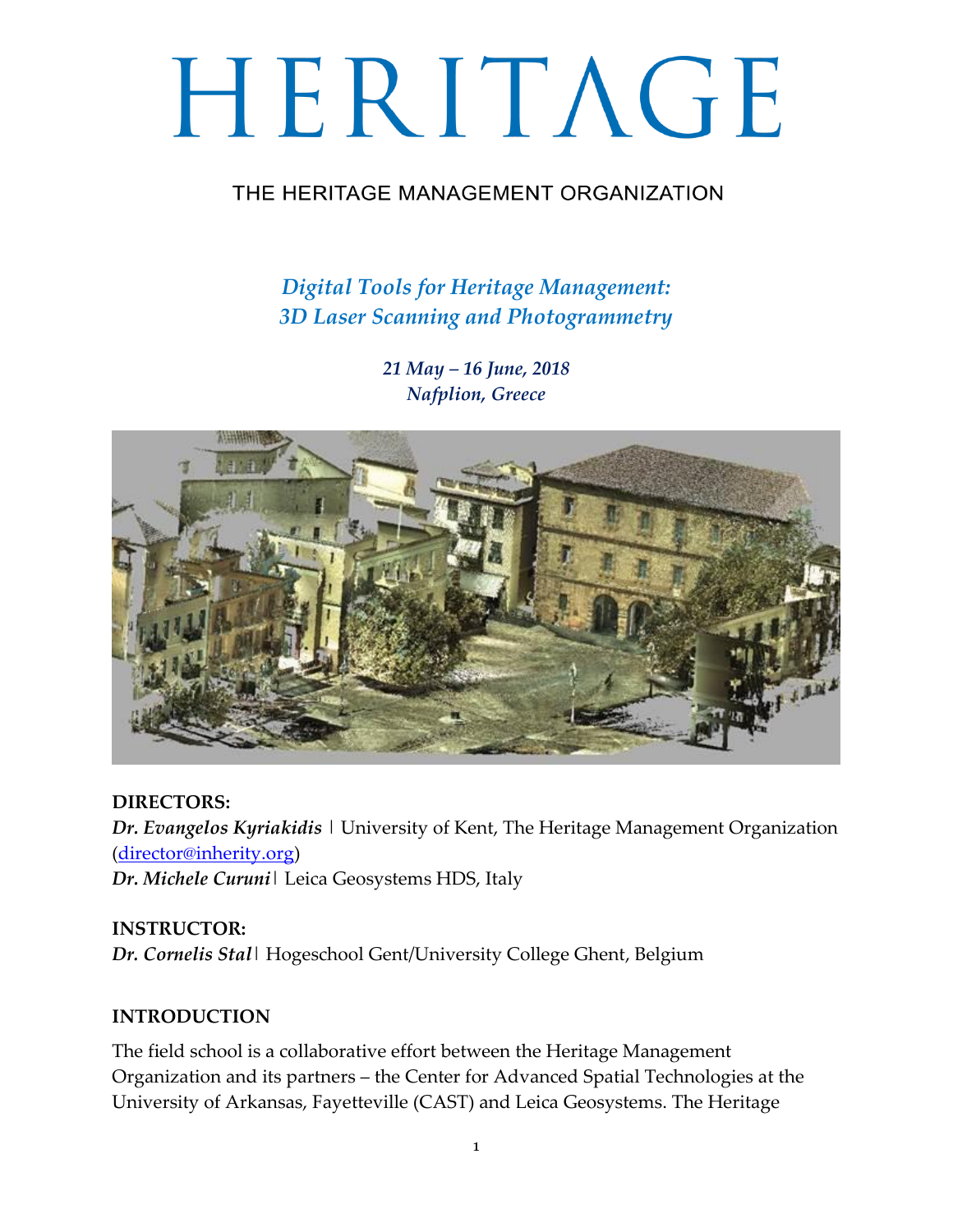# HERITAGE

THE HERITAGE MANAGEMENT ORGANIZATION

## *Digital Tools for Heritage Management: 3D Laser Scanning and Photogrammetry*

***21 May – 16 June, 2018***
***Nafplion, Greece***

**DIRECTORS:**
***Dr. Evangelos Kyriakidis*** | University of Kent, The Heritage Management Organization (director@inherity.org)
***Dr. Michele Curuni*** | Leica Geosystems HDS, Italy

**INSTRUCTOR:**
***Dr. Cornelis Stal*** | Hogeschool Gent/University College Ghent, Belgium

**INTRODUCTION**

The field school is a collaborative effort between the Heritage Management Organization and its partners – the Center for Advanced Spatial Technologies at the University of Arkansas, Fayetteville (CAST) and Leica Geosystems. The Heritage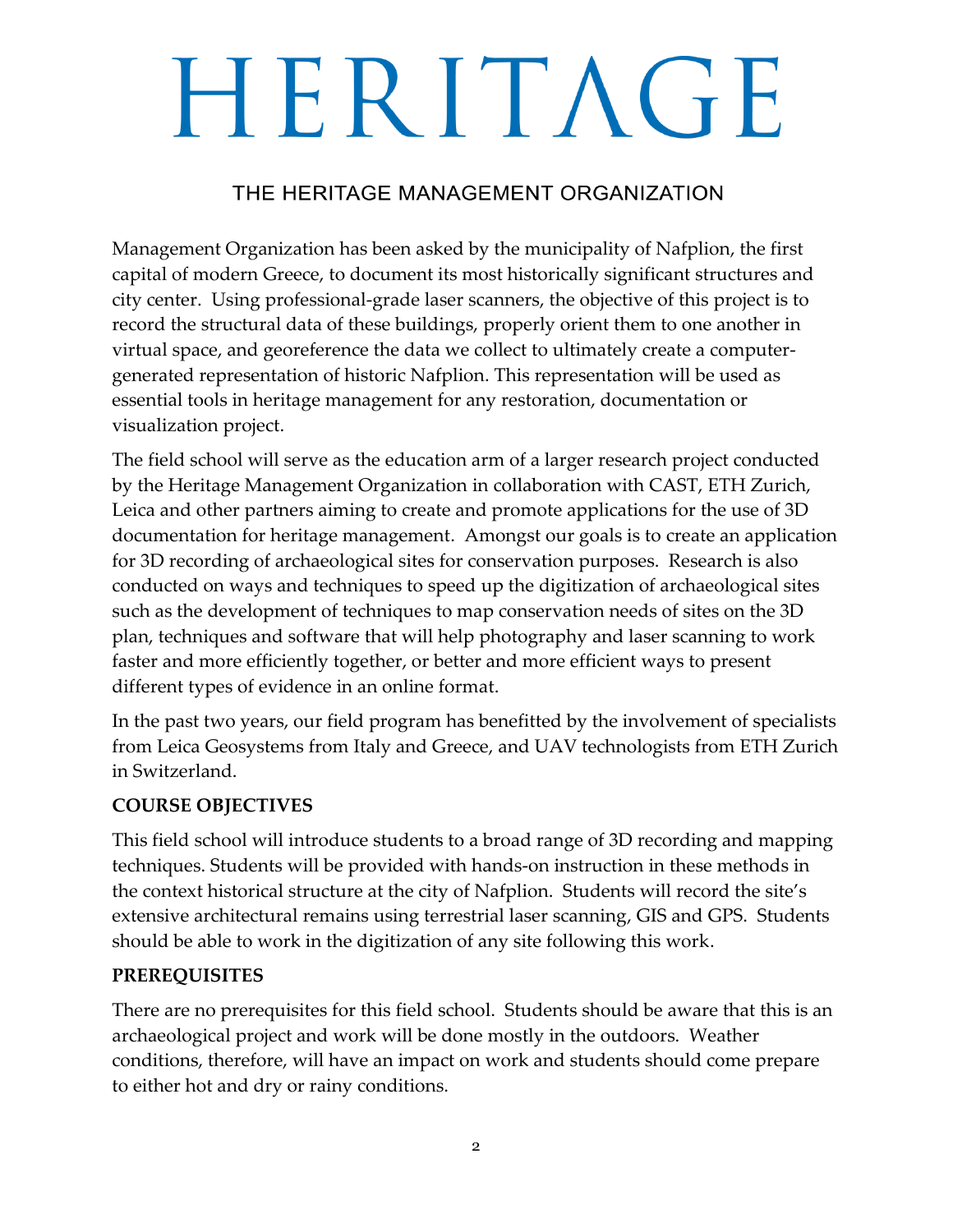#  HERITAGE

## THE HERITAGE MANAGEMENT ORGANIZATION

Management Organization has been asked by the municipality of Nafplion, the first capital of modern Greece, to document its most historically significant structures and city center. Using professional-grade laser scanners, the objective of this project is to record the structural data of these buildings, properly orient them to one another in virtual space, and georeference the data we collect to ultimately create a computer-generated representation of historic Nafplion. This representation will be used as essential tools in heritage management for any restoration, documentation or visualization project.

The field school will serve as the education arm of a larger research project conducted by the Heritage Management Organization in collaboration with CAST, ETH Zurich, Leica and other partners aiming to create and promote applications for the use of 3D documentation for heritage management. Amongst our goals is to create an application for 3D recording of archaeological sites for conservation purposes. Research is also conducted on ways and techniques to speed up the digitization of archaeological sites such as the development of techniques to map conservation needs of sites on the 3D plan, techniques and software that will help photography and laser scanning to work faster and more efficiently together, or better and more efficient ways to present different types of evidence in an online format.

In the past two years, our field program has benefitted by the involvement of specialists from Leica Geosystems from Italy and Greece, and UAV technologists from ETH Zurich in Switzerland.

### COURSE OBJECTIVES

This field school will introduce students to a broad range of 3D recording and mapping techniques. Students will be provided with hands-on instruction in these methods in the context historical structure at the city of Nafplion. Students will record the site's extensive architectural remains using terrestrial laser scanning, GIS and GPS. Students should be able to work in the digitization of any site following this work.

### PREREQUISITES

There are no prerequisites for this field school. Students should be aware that this is an archaeological project and work will be done mostly in the outdoors. Weather conditions, therefore, will have an impact on work and students should come prepare to either hot and dry or rainy conditions.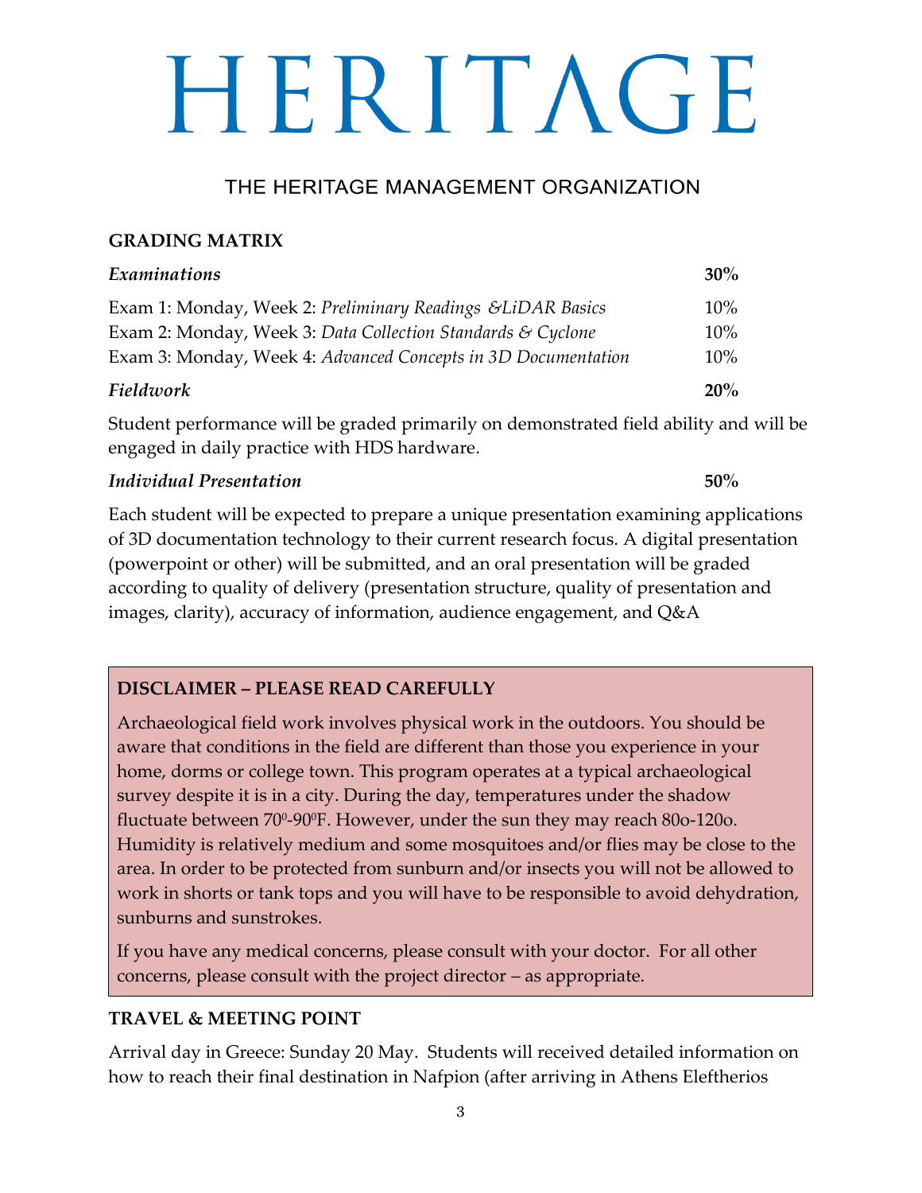# HERITAGE

THE HERITAGE MANAGEMENT ORGANIZATION

## GRADING MATRIX

| | |
|---|---|
| ***Examinations*** | **30%** |
| Exam 1: Monday, Week 2: *Preliminary Readings &LiDAR Basics* | 10% |
| Exam 2: Monday, Week 3: *Data Collection Standards & Cyclone* | 10% |
| Exam 3: Monday, Week 4: *Advanced Concepts in 3D Documentation* | 10% |
| ***Fieldwork*** | **20%** |

Student performance will be graded primarily on demonstrated field ability and will be engaged in daily practice with HDS hardware.

***Individual Presentation*** **50%**

Each student will be expected to prepare a unique presentation examining applications of 3D documentation technology to their current research focus. A digital presentation (powerpoint or other) will be submitted, and an oral presentation will be graded according to quality of delivery (presentation structure, quality of presentation and images, clarity), accuracy of information, audience engagement, and Q&A

**DISCLAIMER – PLEASE READ CAREFULLY**

Archaeological field work involves physical work in the outdoors. You should be aware that conditions in the field are different than those you experience in your home, dorms or college town. This program operates at a typical archaeological survey despite it is in a city. During the day, temperatures under the shadow fluctuate between 70⁰-90⁰F. However, under the sun they may reach 80o-120o. Humidity is relatively medium and some mosquitoes and/or flies may be close to the area. In order to be protected from sunburn and/or insects you will not be allowed to work in shorts or tank tops and you will have to be responsible to avoid dehydration, sunburns and sunstrokes.

If you have any medical concerns, please consult with your doctor. For all other concerns, please consult with the project director – as appropriate.

## TRAVEL & MEETING POINT

Arrival day in Greece: Sunday 20 May. Students will received detailed information on how to reach their final destination in Nafpion (after arriving in Athens Eleftherios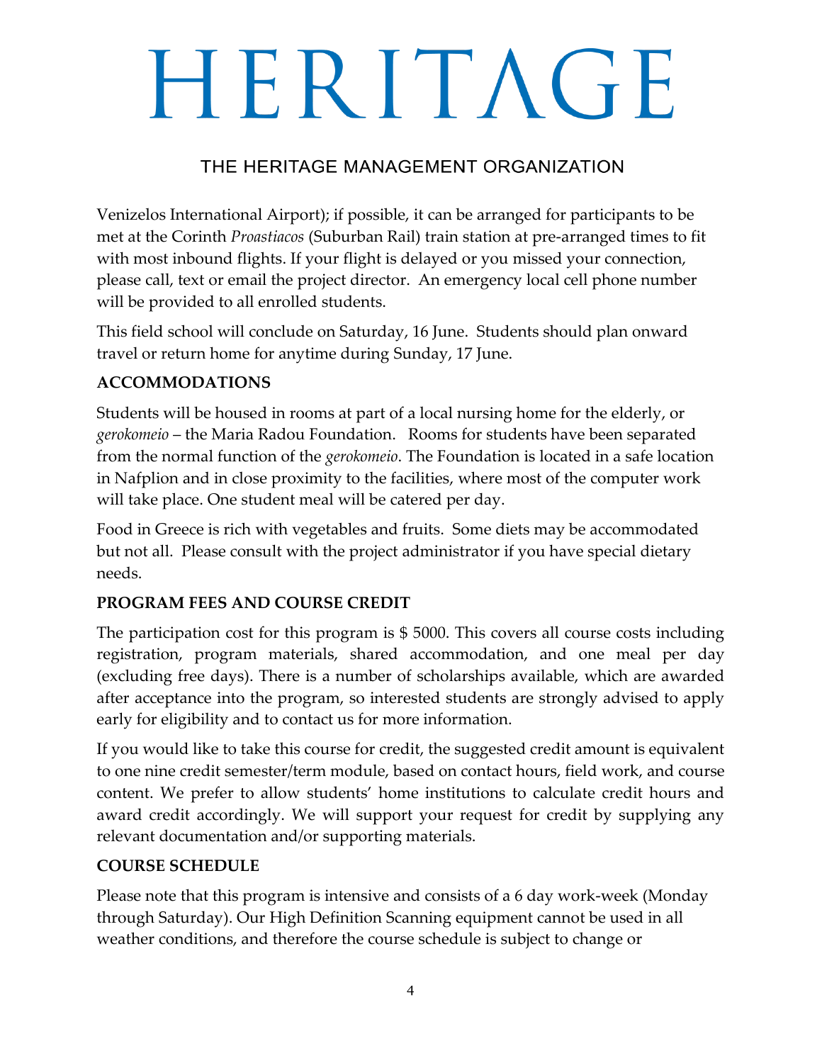Venizelos International Airport); if possible, it can be arranged for participants to be met at the Corinth *Proastiacos* (Suburban Rail) train station at pre-arranged times to fit with most inbound flights. If your flight is delayed or you missed your connection, please call, text or email the project director. An emergency local cell phone number will be provided to all enrolled students.

This field school will conclude on Saturday, 16 June. Students should plan onward travel or return home for anytime during Sunday, 17 June.

## ACCOMMODATIONS

Students will be housed in rooms at part of a local nursing home for the elderly, or *gerokomeio* – the Maria Radou Foundation. Rooms for students have been separated from the normal function of the *gerokomeio*. The Foundation is located in a safe location in Nafplion and in close proximity to the facilities, where most of the computer work will take place. One student meal will be catered per day.

Food in Greece is rich with vegetables and fruits. Some diets may be accommodated but not all. Please consult with the project administrator if you have special dietary needs.

## PROGRAM FEES AND COURSE CREDIT

The participation cost for this program is $ 5000. This covers all course costs including registration, program materials, shared accommodation, and one meal per day (excluding free days). There is a number of scholarships available, which are awarded after acceptance into the program, so interested students are strongly advised to apply early for eligibility and to contact us for more information.

If you would like to take this course for credit, the suggested credit amount is equivalent to one nine credit semester/term module, based on contact hours, field work, and course content. We prefer to allow students' home institutions to calculate credit hours and award credit accordingly. We will support your request for credit by supplying any relevant documentation and/or supporting materials.

## COURSE SCHEDULE

Please note that this program is intensive and consists of a 6 day work-week (Monday through Saturday). Our High Definition Scanning equipment cannot be used in all weather conditions, and therefore the course schedule is subject to change or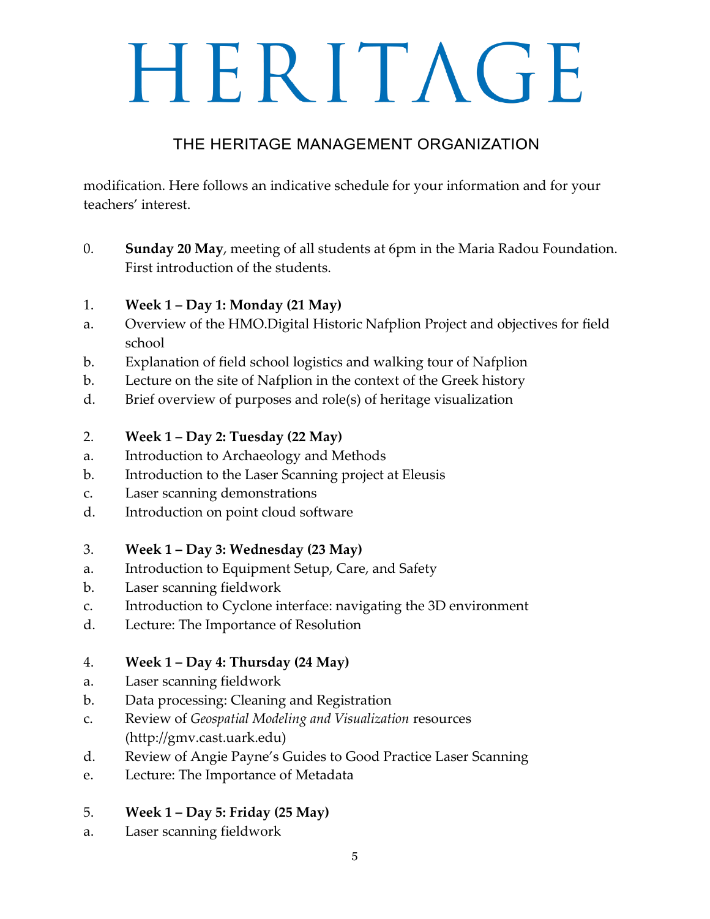modification. Here follows an indicative schedule for your information and for your teachers' interest.

0. **Sunday 20 May**, meeting of all students at 6pm in the Maria Radou Foundation. First introduction of the students.

1. **Week 1 – Day 1: Monday (21 May)**

a. Overview of the HMO.Digital Historic Nafplion Project and objectives for field school

b. Explanation of field school logistics and walking tour of Nafplion

b. Lecture on the site of Nafplion in the context of the Greek history

d. Brief overview of purposes and role(s) of heritage visualization

2. **Week 1 – Day 2: Tuesday (22 May)**

a. Introduction to Archaeology and Methods

b. Introduction to the Laser Scanning project at Eleusis

c. Laser scanning demonstrations

d. Introduction on point cloud software

3. **Week 1 – Day 3: Wednesday (23 May)**

a. Introduction to Equipment Setup, Care, and Safety

b. Laser scanning fieldwork

c. Introduction to Cyclone interface: navigating the 3D environment

d. Lecture: The Importance of Resolution

4. **Week 1 – Day 4: Thursday (24 May)**

a. Laser scanning fieldwork

b. Data processing: Cleaning and Registration

c. Review of *Geospatial Modeling and Visualization* resources (http://gmv.cast.uark.edu)

d. Review of Angie Payne's Guides to Good Practice Laser Scanning

e. Lecture: The Importance of Metadata

5. **Week 1 – Day 5: Friday (25 May)**

a. Laser scanning fieldwork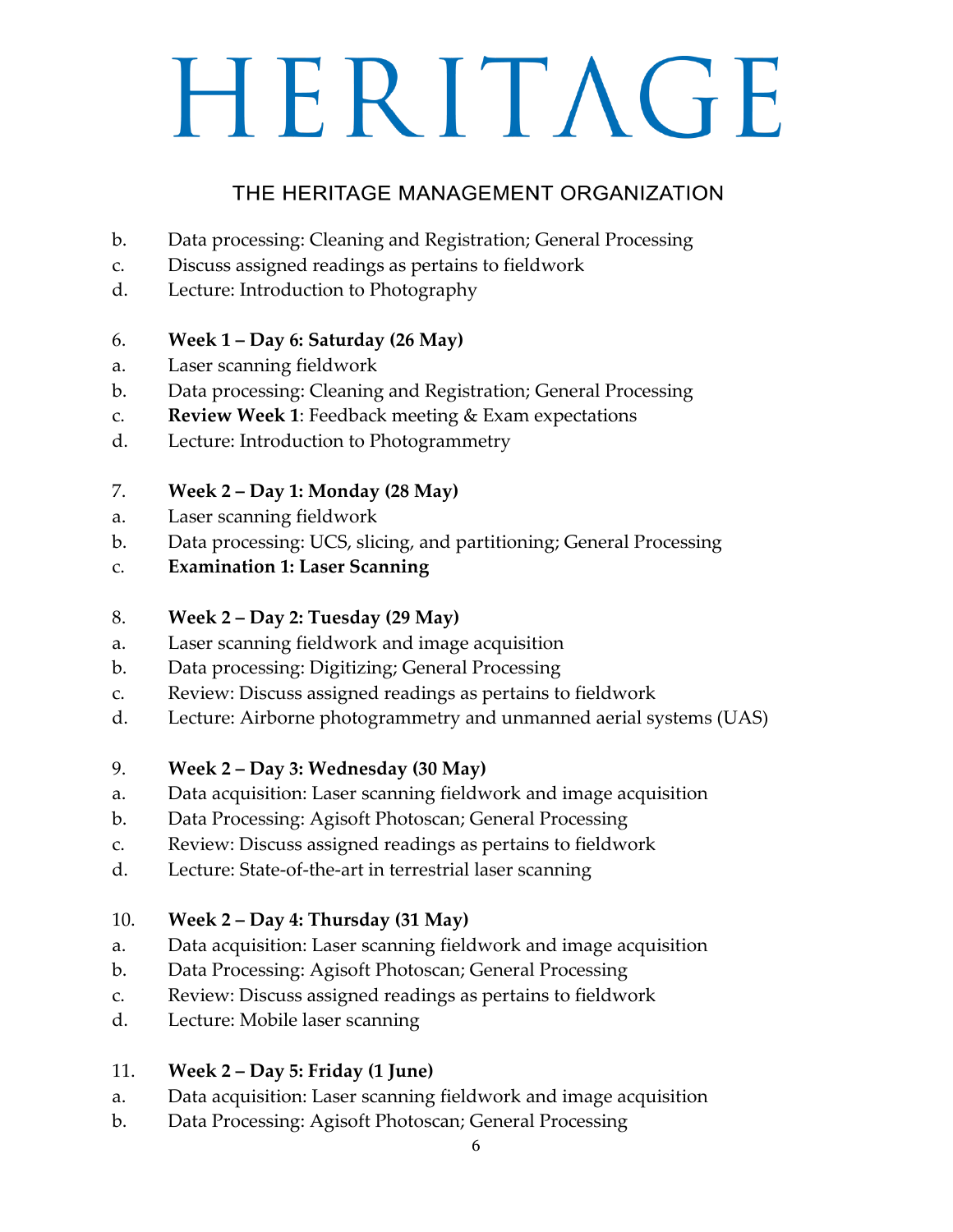b. Data processing: Cleaning and Registration; General Processing
c. Discuss assigned readings as pertains to fieldwork
d. Lecture: Introduction to Photography

6. **Week 1 – Day 6: Saturday (26 May)**
a. Laser scanning fieldwork
b. Data processing: Cleaning and Registration; General Processing
c. **Review Week 1**: Feedback meeting & Exam expectations
d. Lecture: Introduction to Photogrammetry

7. **Week 2 – Day 1: Monday (28 May)**
a. Laser scanning fieldwork
b. Data processing: UCS, slicing, and partitioning; General Processing
c. **Examination 1: Laser Scanning**

8. **Week 2 – Day 2: Tuesday (29 May)**
a. Laser scanning fieldwork and image acquisition
b. Data processing: Digitizing; General Processing
c. Review: Discuss assigned readings as pertains to fieldwork
d. Lecture: Airborne photogrammetry and unmanned aerial systems (UAS)

9. **Week 2 – Day 3: Wednesday (30 May)**
a. Data acquisition: Laser scanning fieldwork and image acquisition
b. Data Processing: Agisoft Photoscan; General Processing
c. Review: Discuss assigned readings as pertains to fieldwork
d. Lecture: State-of-the-art in terrestrial laser scanning

10. **Week 2 – Day 4: Thursday (31 May)**
a. Data acquisition: Laser scanning fieldwork and image acquisition
b. Data Processing: Agisoft Photoscan; General Processing
c. Review: Discuss assigned readings as pertains to fieldwork
d. Lecture: Mobile laser scanning

11. **Week 2 – Day 5: Friday (1 June)**
a. Data acquisition: Laser scanning fieldwork and image acquisition
b. Data Processing: Agisoft Photoscan; General Processing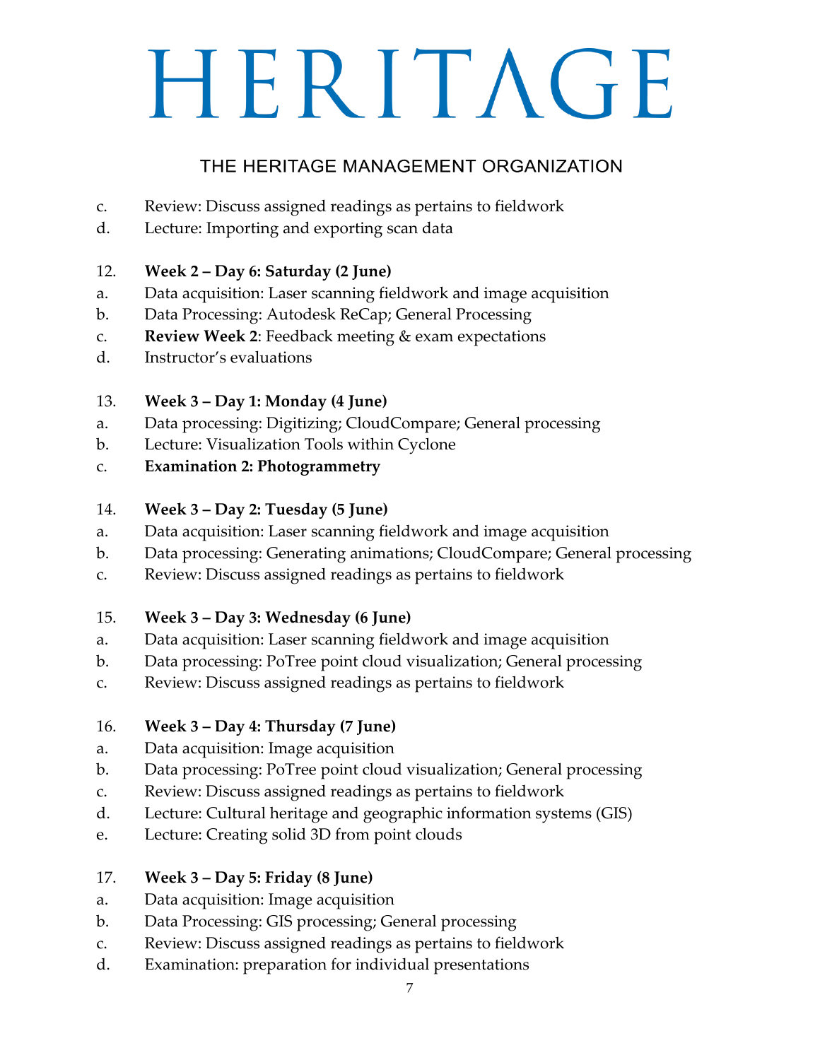c. Review: Discuss assigned readings as pertains to fieldwork
d. Lecture: Importing and exporting scan data

12. **Week 2 – Day 6: Saturday (2 June)**
a. Data acquisition: Laser scanning fieldwork and image acquisition
b. Data Processing: Autodesk ReCap; General Processing
c. **Review Week 2**: Feedback meeting & exam expectations
d. Instructor's evaluations

13. **Week 3 – Day 1: Monday (4 June)**
a. Data processing: Digitizing; CloudCompare; General processing
b. Lecture: Visualization Tools within Cyclone
c. **Examination 2: Photogrammetry**

14. **Week 3 – Day 2: Tuesday (5 June)**
a. Data acquisition: Laser scanning fieldwork and image acquisition
b. Data processing: Generating animations; CloudCompare; General processing
c. Review: Discuss assigned readings as pertains to fieldwork

15. **Week 3 – Day 3: Wednesday (6 June)**
a. Data acquisition: Laser scanning fieldwork and image acquisition
b. Data processing: PoTree point cloud visualization; General processing
c. Review: Discuss assigned readings as pertains to fieldwork

16. **Week 3 – Day 4: Thursday (7 June)**
a. Data acquisition: Image acquisition
b. Data processing: PoTree point cloud visualization; General processing
c. Review: Discuss assigned readings as pertains to fieldwork
d. Lecture: Cultural heritage and geographic information systems (GIS)
e. Lecture: Creating solid 3D from point clouds

17. **Week 3 – Day 5: Friday (8 June)**
a. Data acquisition: Image acquisition
b. Data Processing: GIS processing; General processing
c. Review: Discuss assigned readings as pertains to fieldwork
d. Examination: preparation for individual presentations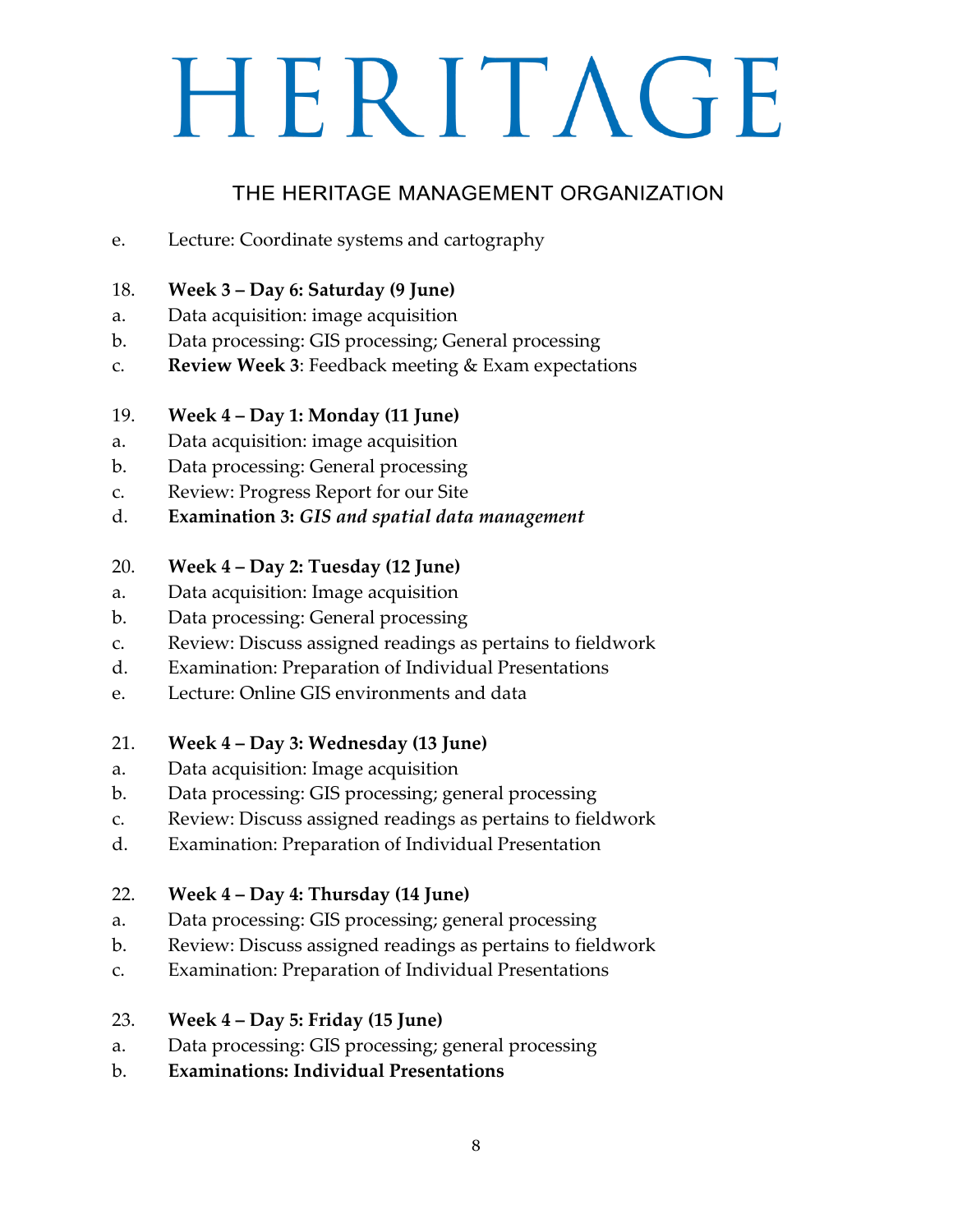e. Lecture: Coordinate systems and cartography

18. **Week 3 – Day 6: Saturday (9 June)**

a. Data acquisition: image acquisition
b. Data processing: GIS processing; General processing
c. **Review Week 3**: Feedback meeting & Exam expectations

19. **Week 4 – Day 1: Monday (11 June)**

a. Data acquisition: image acquisition
b. Data processing: General processing
c. Review: Progress Report for our Site
d. **Examination 3:** ***GIS and spatial data management***

20. **Week 4 – Day 2: Tuesday (12 June)**

a. Data acquisition: Image acquisition
b. Data processing: General processing
c. Review: Discuss assigned readings as pertains to fieldwork
d. Examination: Preparation of Individual Presentations
e. Lecture: Online GIS environments and data

21. **Week 4 – Day 3: Wednesday (13 June)**

a. Data acquisition: Image acquisition
b. Data processing: GIS processing; general processing
c. Review: Discuss assigned readings as pertains to fieldwork
d. Examination: Preparation of Individual Presentation

22. **Week 4 – Day 4: Thursday (14 June)**

a. Data processing: GIS processing; general processing
b. Review: Discuss assigned readings as pertains to fieldwork
c. Examination: Preparation of Individual Presentations

23. **Week 4 – Day 5: Friday (15 June)**

a. Data processing: GIS processing; general processing
b. **Examinations: Individual Presentations**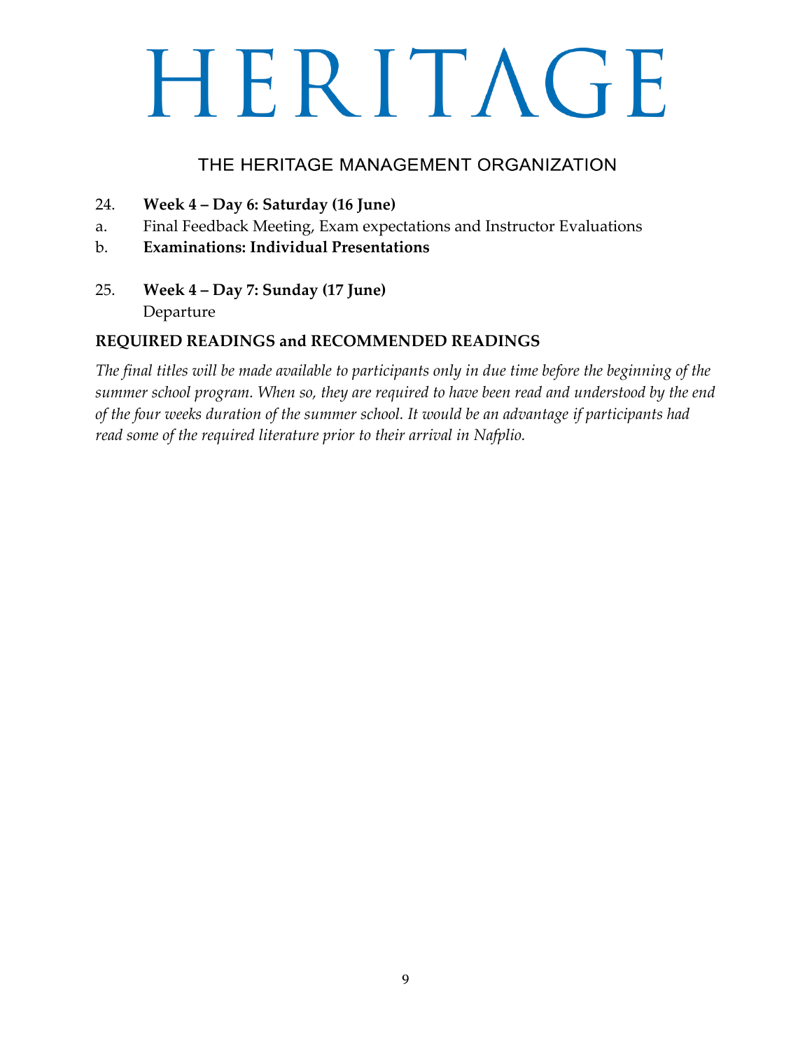24. **Week 4 – Day 6: Saturday (16 June)**

a. Final Feedback Meeting, Exam expectations and Instructor Evaluations

b. **Examinations: Individual Presentations**

25. **Week 4 – Day 7: Sunday (17 June)**

Departure

## REQUIRED READINGS and RECOMMENDED READINGS

*The final titles will be made available to participants only in due time before the beginning of the summer school program. When so, they are required to have been read and understood by the end of the four weeks duration of the summer school. It would be an advantage if participants had read some of the required literature prior to their arrival in Nafplio.*